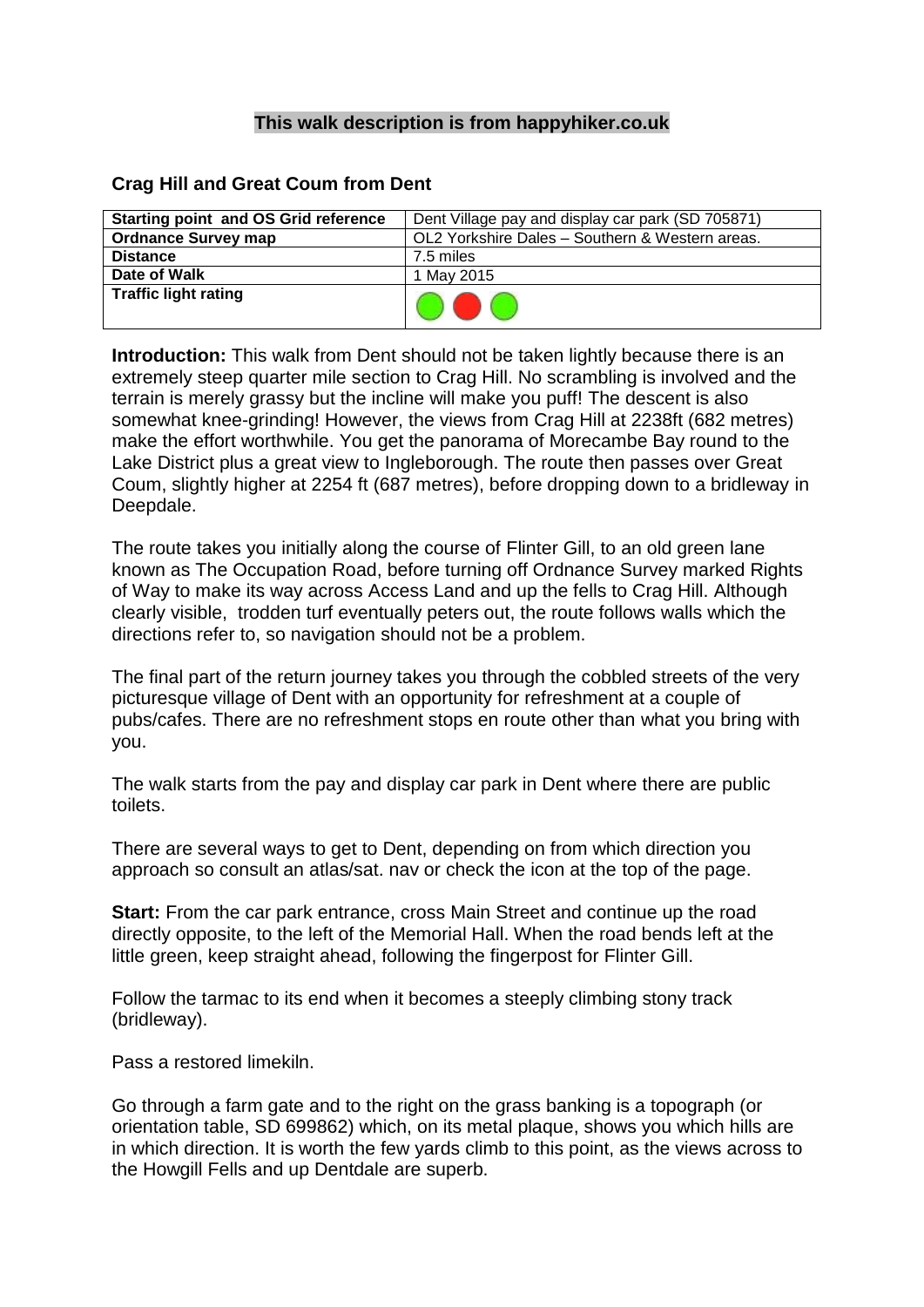**This walk description is from happyhiker.co.uk**

## Crag Hill and Great Coum from Dent

| Starting point and OS Grid reference | Dent Village pay and display car park (SD 705871) |
| --- | --- |
| **Ordnance Survey map** | OL2 Yorkshire Dales – Southern & Western areas. |
| **Distance** | 7.5 miles |
| **Date of Walk** | 1 May 2015 |
| **Traffic light rating** | |

**Introduction:** This walk from Dent should not be taken lightly because there is an extremely steep quarter mile section to Crag Hill. No scrambling is involved and the terrain is merely grassy but the incline will make you puff! The descent is also somewhat knee-grinding! However, the views from Crag Hill at 2238ft (682 metres) make the effort worthwhile. You get the panorama of Morecambe Bay round to the Lake District plus a great view to Ingleborough. The route then passes over Great Coum, slightly higher at 2254 ft (687 metres), before dropping down to a bridleway in Deepdale.

The route takes you initially along the course of Flinter Gill, to an old green lane known as The Occupation Road, before turning off Ordnance Survey marked Rights of Way to make its way across Access Land and up the fells to Crag Hill. Although clearly visible, trodden turf eventually peters out, the route follows walls which the directions refer to, so navigation should not be a problem.

The final part of the return journey takes you through the cobbled streets of the very picturesque village of Dent with an opportunity for refreshment at a couple of pubs/cafes. There are no refreshment stops en route other than what you bring with you.

The walk starts from the pay and display car park in Dent where there are public toilets.

There are several ways to get to Dent, depending on from which direction you approach so consult an atlas/sat. nav or check the icon at the top of the page.

**Start:** From the car park entrance, cross Main Street and continue up the road directly opposite, to the left of the Memorial Hall. When the road bends left at the little green, keep straight ahead, following the fingerpost for Flinter Gill.

Follow the tarmac to its end when it becomes a steeply climbing stony track (bridleway).

Pass a restored limekiln.

Go through a farm gate and to the right on the grass banking is a topograph (or orientation table, SD 699862) which, on its metal plaque, shows you which hills are in which direction. It is worth the few yards climb to this point, as the views across to the Howgill Fells and up Dentdale are superb.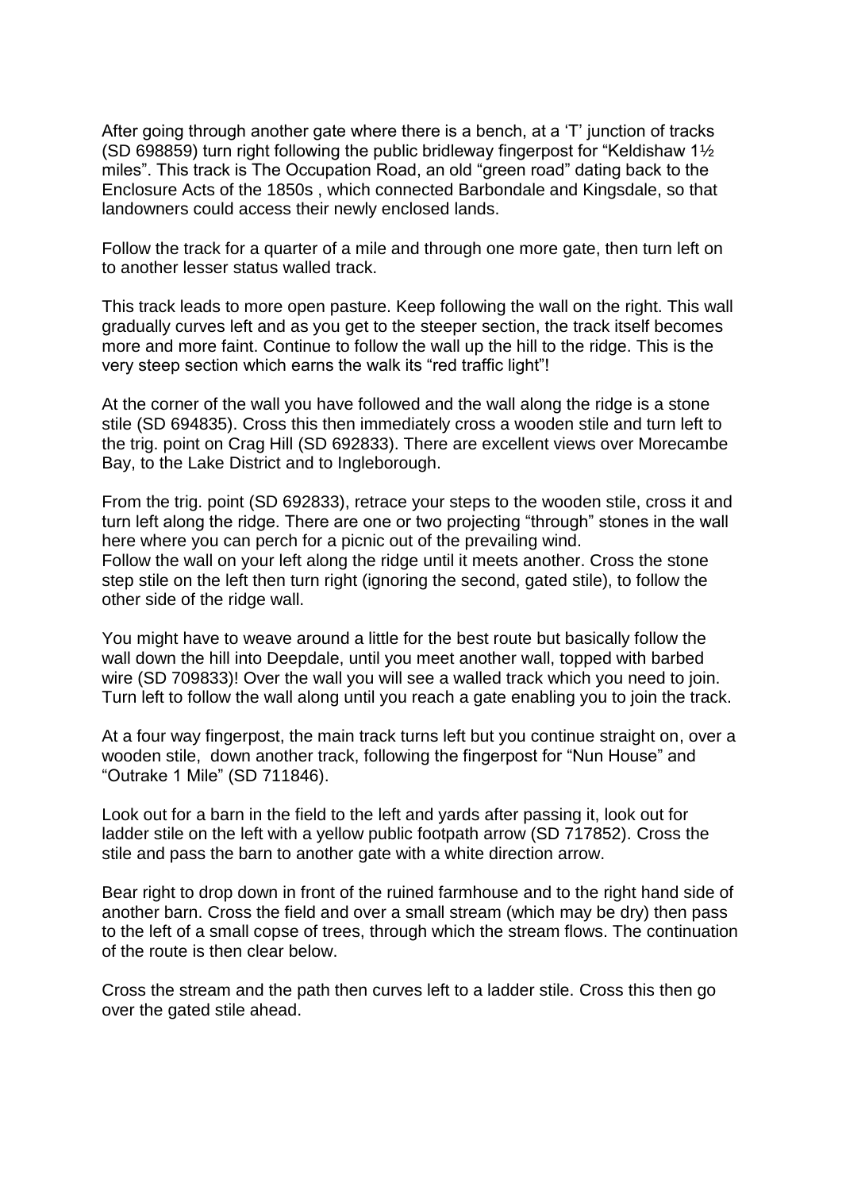After going through another gate where there is a bench, at a 'T' junction of tracks (SD 698859) turn right following the public bridleway fingerpost for "Keldishaw 1½ miles". This track is The Occupation Road, an old "green road" dating back to the Enclosure Acts of the 1850s , which connected Barbondale and Kingsdale, so that landowners could access their newly enclosed lands.

Follow the track for a quarter of a mile and through one more gate, then turn left on to another lesser status walled track.

This track leads to more open pasture. Keep following the wall on the right. This wall gradually curves left and as you get to the steeper section, the track itself becomes more and more faint. Continue to follow the wall up the hill to the ridge. This is the very steep section which earns the walk its "red traffic light"!

At the corner of the wall you have followed and the wall along the ridge is a stone stile (SD 694835). Cross this then immediately cross a wooden stile and turn left to the trig. point on Crag Hill (SD 692833). There are excellent views over Morecambe Bay, to the Lake District and to Ingleborough.

From the trig. point (SD 692833), retrace your steps to the wooden stile, cross it and turn left along the ridge. There are one or two projecting "through" stones in the wall here where you can perch for a picnic out of the prevailing wind.
Follow the wall on your left along the ridge until it meets another. Cross the stone step stile on the left then turn right (ignoring the second, gated stile), to follow the other side of the ridge wall.

You might have to weave around a little for the best route but basically follow the wall down the hill into Deepdale, until you meet another wall, topped with barbed wire (SD 709833)! Over the wall you will see a walled track which you need to join. Turn left to follow the wall along until you reach a gate enabling you to join the track.

At a four way fingerpost, the main track turns left but you continue straight on, over a wooden stile, down another track, following the fingerpost for "Nun House" and "Outrake 1 Mile" (SD 711846).

Look out for a barn in the field to the left and yards after passing it, look out for ladder stile on the left with a yellow public footpath arrow (SD 717852). Cross the stile and pass the barn to another gate with a white direction arrow.

Bear right to drop down in front of the ruined farmhouse and to the right hand side of another barn. Cross the field and over a small stream (which may be dry) then pass to the left of a small copse of trees, through which the stream flows. The continuation of the route is then clear below.

Cross the stream and the path then curves left to a ladder stile. Cross this then go over the gated stile ahead.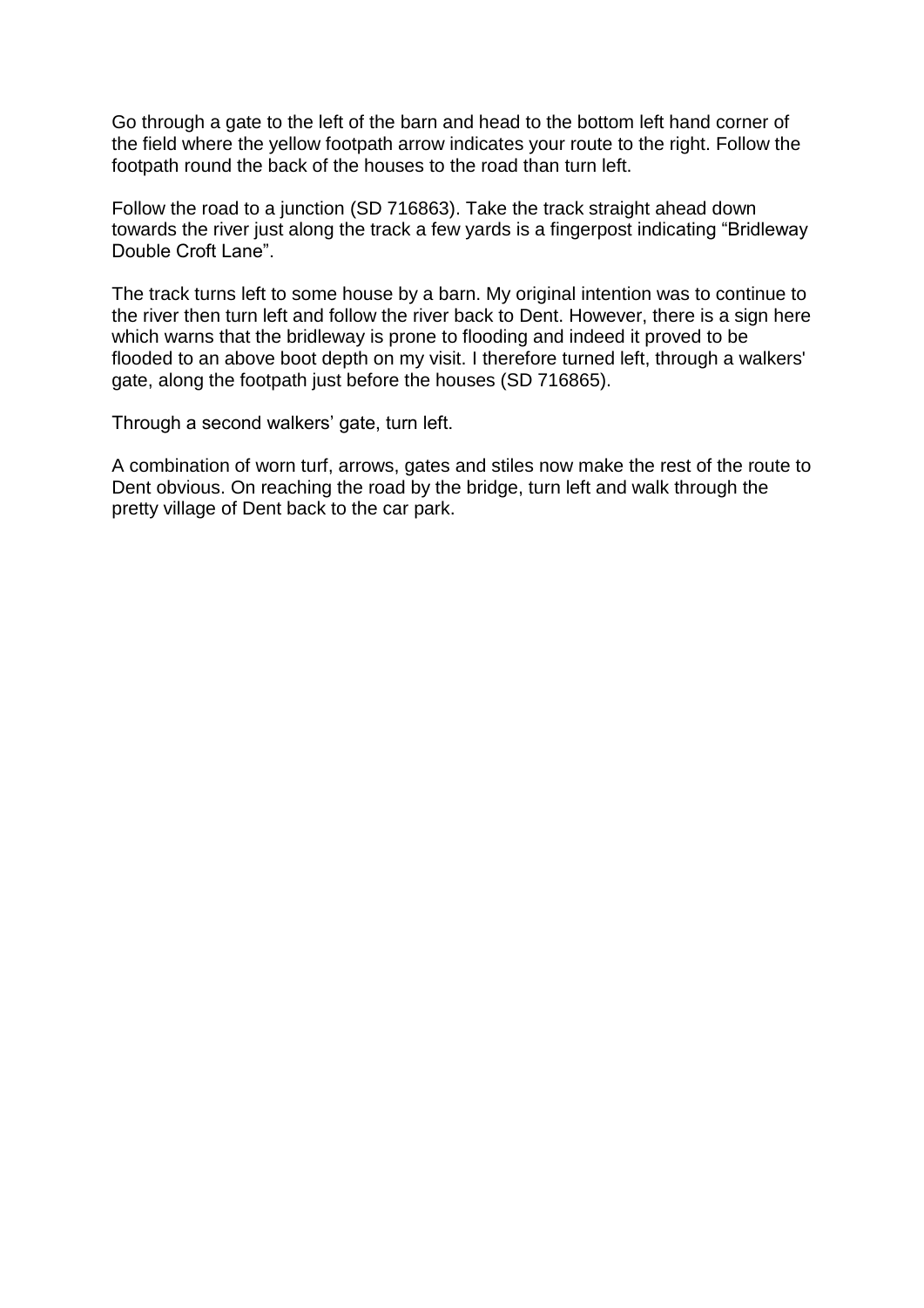Go through a gate to the left of the barn and head to the bottom left hand corner of the field where the yellow footpath arrow indicates your route to the right. Follow the footpath round the back of the houses to the road than turn left.

Follow the road to a junction (SD 716863). Take the track straight ahead down towards the river just along the track a few yards is a fingerpost indicating "Bridleway Double Croft Lane".

The track turns left to some house by a barn. My original intention was to continue to the river then turn left and follow the river back to Dent. However, there is a sign here which warns that the bridleway is prone to flooding and indeed it proved to be flooded to an above boot depth on my visit. I therefore turned left, through a walkers' gate, along the footpath just before the houses (SD 716865).

Through a second walkers' gate, turn left.

A combination of worn turf, arrows, gates and stiles now make the rest of the route to Dent obvious. On reaching the road by the bridge, turn left and walk through the pretty village of Dent back to the car park.